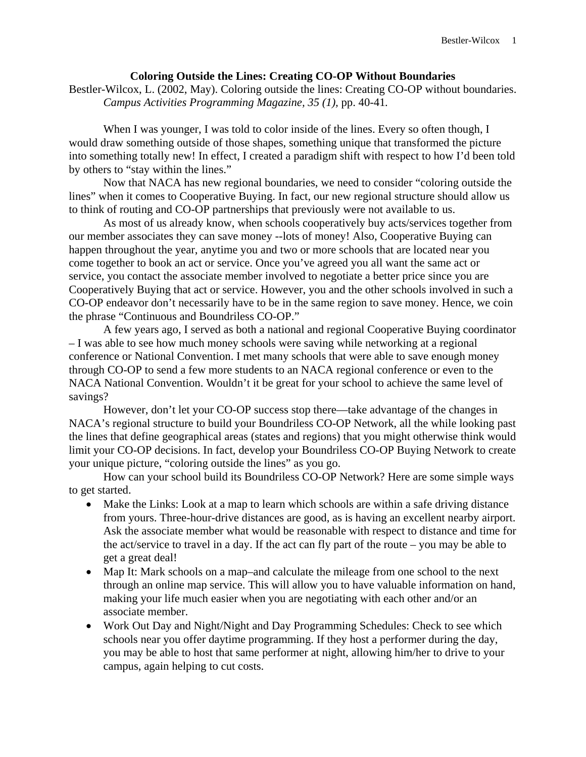# Coloring Outside the Lines: Creating CO-OP Without Boundaries

Bestler-Wilcox, L. (2002, May). Coloring outside the lines: Creating CO-OP without boundaries. *Campus Activities Programming Magazine, 35 (1),* pp. 40-41.

When I was younger, I was told to color inside of the lines. Every so often though, I would draw something outside of those shapes, something unique that transformed the picture into something totally new! In effect, I created a paradigm shift with respect to how I'd been told by others to "stay within the lines."

Now that NACA has new regional boundaries, we need to consider "coloring outside the lines" when it comes to Cooperative Buying. In fact, our new regional structure should allow us to think of routing and CO-OP partnerships that previously were not available to us.

As most of us already know, when schools cooperatively buy acts/services together from our member associates they can save money --lots of money! Also, Cooperative Buying can happen throughout the year, anytime you and two or more schools that are located near you come together to book an act or service. Once you've agreed you all want the same act or service, you contact the associate member involved to negotiate a better price since you are Cooperatively Buying that act or service. However, you and the other schools involved in such a CO-OP endeavor don't necessarily have to be in the same region to save money. Hence, we coin the phrase "Continuous and Boundriless CO-OP."

A few years ago, I served as both a national and regional Cooperative Buying coordinator – I was able to see how much money schools were saving while networking at a regional conference or National Convention. I met many schools that were able to save enough money through CO-OP to send a few more students to an NACA regional conference or even to the NACA National Convention. Wouldn't it be great for your school to achieve the same level of savings?

However, don't let your CO-OP success stop there—take advantage of the changes in NACA's regional structure to build your Boundriless CO-OP Network, all the while looking past the lines that define geographical areas (states and regions) that you might otherwise think would limit your CO-OP decisions. In fact, develop your Boundriless CO-OP Buying Network to create your unique picture, "coloring outside the lines" as you go.

How can your school build its Boundriless CO-OP Network? Here are some simple ways to get started.

- Make the Links: Look at a map to learn which schools are within a safe driving distance from yours. Three-hour-drive distances are good, as is having an excellent nearby airport. Ask the associate member what would be reasonable with respect to distance and time for the act/service to travel in a day. If the act can fly part of the route – you may be able to get a great deal!
- Map It: Mark schools on a map–and calculate the mileage from one school to the next through an online map service. This will allow you to have valuable information on hand, making your life much easier when you are negotiating with each other and/or an associate member.
- Work Out Day and Night/Night and Day Programming Schedules: Check to see which schools near you offer daytime programming. If they host a performer during the day, you may be able to host that same performer at night, allowing him/her to drive to your campus, again helping to cut costs.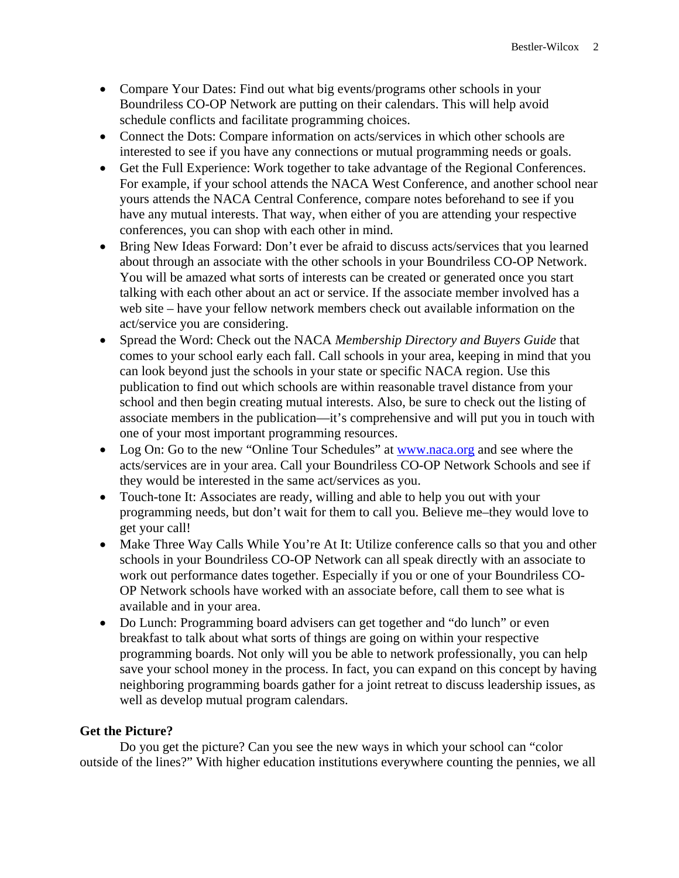- Compare Your Dates: Find out what big events/programs other schools in your Boundriless CO-OP Network are putting on their calendars. This will help avoid schedule conflicts and facilitate programming choices.
- Connect the Dots: Compare information on acts/services in which other schools are interested to see if you have any connections or mutual programming needs or goals.
- Get the Full Experience: Work together to take advantage of the Regional Conferences. For example, if your school attends the NACA West Conference, and another school near yours attends the NACA Central Conference, compare notes beforehand to see if you have any mutual interests. That way, when either of you are attending your respective conferences, you can shop with each other in mind.
- Bring New Ideas Forward: Don't ever be afraid to discuss acts/services that you learned about through an associate with the other schools in your Boundriless CO-OP Network. You will be amazed what sorts of interests can be created or generated once you start talking with each other about an act or service. If the associate member involved has a web site – have your fellow network members check out available information on the act/service you are considering.
- Spread the Word: Check out the NACA *Membership Directory and Buyers Guide* that comes to your school early each fall. Call schools in your area, keeping in mind that you can look beyond just the schools in your state or specific NACA region. Use this publication to find out which schools are within reasonable travel distance from your school and then begin creating mutual interests. Also, be sure to check out the listing of associate members in the publication—it's comprehensive and will put you in touch with one of your most important programming resources.
- Log On: Go to the new "Online Tour Schedules" at [www.naca.org](http://www.naca.org) and see where the acts/services are in your area. Call your Boundriless CO-OP Network Schools and see if they would be interested in the same act/services as you.
- Touch-tone It: Associates are ready, willing and able to help you out with your programming needs, but don't wait for them to call you. Believe me–they would love to get your call!
- Make Three Way Calls While You're At It: Utilize conference calls so that you and other schools in your Boundriless CO-OP Network can all speak directly with an associate to work out performance dates together. Especially if you or one of your Boundriless CO-OP Network schools have worked with an associate before, call them to see what is available and in your area.
- Do Lunch: Programming board advisers can get together and "do lunch" or even breakfast to talk about what sorts of things are going on within your respective programming boards. Not only will you be able to network professionally, you can help save your school money in the process. In fact, you can expand on this concept by having neighboring programming boards gather for a joint retreat to discuss leadership issues, as well as develop mutual program calendars.

**Get the Picture?**

Do you get the picture? Can you see the new ways in which your school can "color outside of the lines?" With higher education institutions everywhere counting the pennies, we all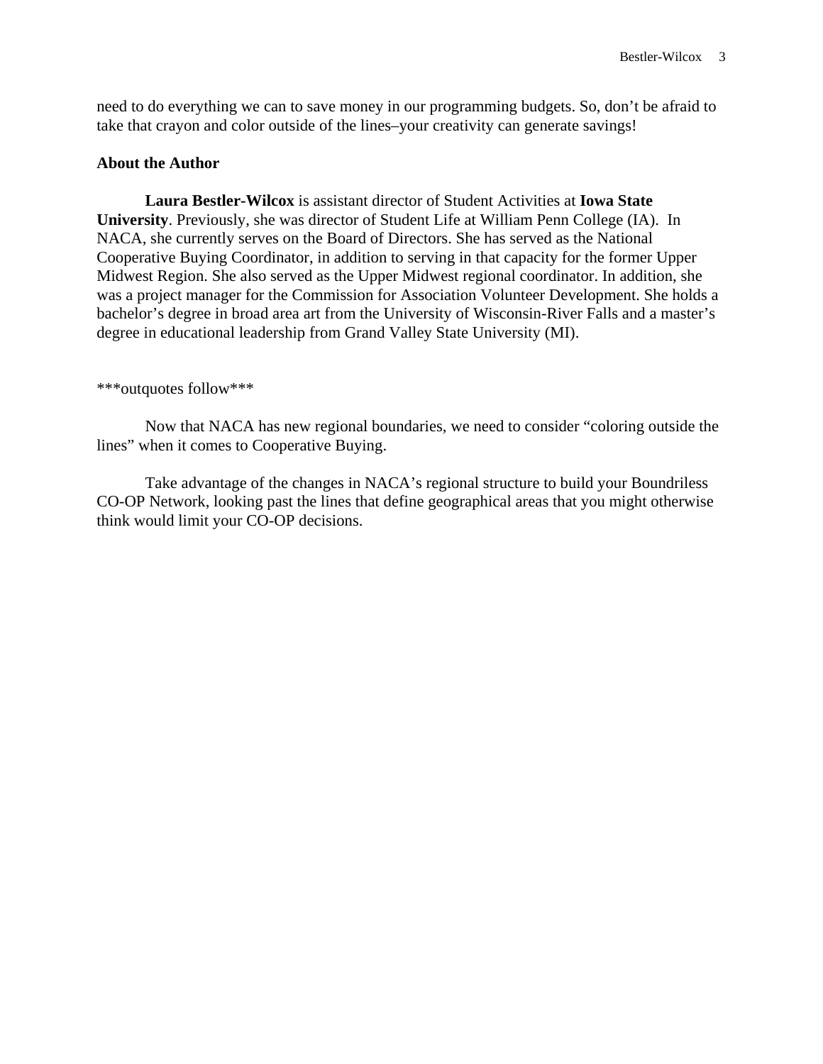need to do everything we can to save money in our programming budgets. So, don't be afraid to take that crayon and color outside of the lines–your creativity can generate savings!

**About the Author**

**Laura Bestler-Wilcox** is assistant director of Student Activities at **Iowa State University**. Previously, she was director of Student Life at William Penn College (IA). In NACA, she currently serves on the Board of Directors. She has served as the National Cooperative Buying Coordinator, in addition to serving in that capacity for the former Upper Midwest Region. She also served as the Upper Midwest regional coordinator. In addition, she was a project manager for the Commission for Association Volunteer Development. She holds a bachelor's degree in broad area art from the University of Wisconsin-River Falls and a master's degree in educational leadership from Grand Valley State University (MI).

***outquotes follow***

Now that NACA has new regional boundaries, we need to consider "coloring outside the lines" when it comes to Cooperative Buying.

Take advantage of the changes in NACA's regional structure to build your Boundriless CO-OP Network, looking past the lines that define geographical areas that you might otherwise think would limit your CO-OP decisions.